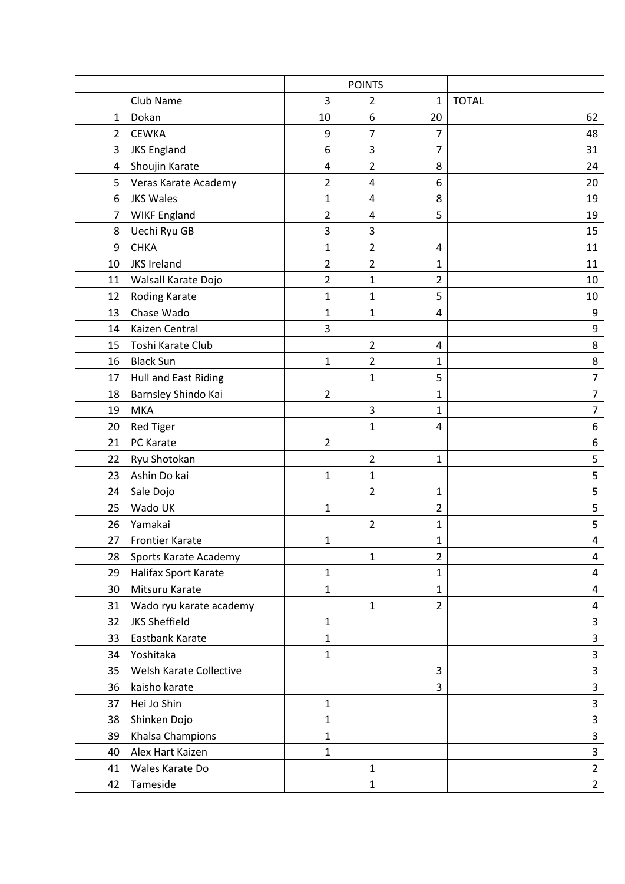| | | POINTS | | | |
|---|---|---|---|---|---|
| | Club Name | 3 | 2 | 1 | TOTAL |
| 1 | Dokan | 10 | 6 | 20 | 62 |
| 2 | CEWKA | 9 | 7 | 7 | 48 |
| 3 | JKS England | 6 | 3 | 7 | 31 |
| 4 | Shoujin Karate | 4 | 2 | 8 | 24 |
| 5 | Veras Karate Academy | 2 | 4 | 6 | 20 |
| 6 | JKS Wales | 1 | 4 | 8 | 19 |
| 7 | WIKF England | 2 | 4 | 5 | 19 |
| 8 | Uechi Ryu GB | 3 | 3 | | 15 |
| 9 | CHKA | 1 | 2 | 4 | 11 |
| 10 | JKS Ireland | 2 | 2 | 1 | 11 |
| 11 | Walsall Karate Dojo | 2 | 1 | 2 | 10 |
| 12 | Roding Karate | 1 | 1 | 5 | 10 |
| 13 | Chase Wado | 1 | 1 | 4 | 9 |
| 14 | Kaizen Central | 3 | | | 9 |
| 15 | Toshi Karate Club | | 2 | 4 | 8 |
| 16 | Black Sun | 1 | 2 | 1 | 8 |
| 17 | Hull and East Riding | | 1 | 5 | 7 |
| 18 | Barnsley Shindo Kai | 2 | | 1 | 7 |
| 19 | MKA | | 3 | 1 | 7 |
| 20 | Red Tiger | | 1 | 4 | 6 |
| 21 | PC Karate | 2 | | | 6 |
| 22 | Ryu Shotokan | | 2 | 1 | 5 |
| 23 | Ashin Do kai | 1 | 1 | | 5 |
| 24 | Sale Dojo | | 2 | 1 | 5 |
| 25 | Wado UK | 1 | | 2 | 5 |
| 26 | Yamakai | | 2 | 1 | 5 |
| 27 | Frontier Karate | 1 | | 1 | 4 |
| 28 | Sports Karate Academy | | 1 | 2 | 4 |
| 29 | Halifax Sport Karate | 1 | | 1 | 4 |
| 30 | Mitsuru Karate | 1 | | 1 | 4 |
| 31 | Wado ryu karate academy | | 1 | 2 | 4 |
| 32 | JKS Sheffield | 1 | | | 3 |
| 33 | Eastbank Karate | 1 | | | 3 |
| 34 | Yoshitaka | 1 | | | 3 |
| 35 | Welsh Karate Collective | | | 3 | 3 |
| 36 | kaisho karate | | | 3 | 3 |
| 37 | Hei Jo Shin | 1 | | | 3 |
| 38 | Shinken Dojo | 1 | | | 3 |
| 39 | Khalsa Champions | 1 | | | 3 |
| 40 | Alex Hart Kaizen | 1 | | | 3 |
| 41 | Wales Karate Do | | 1 | | 2 |
| 42 | Tameside | | 1 | | 2 |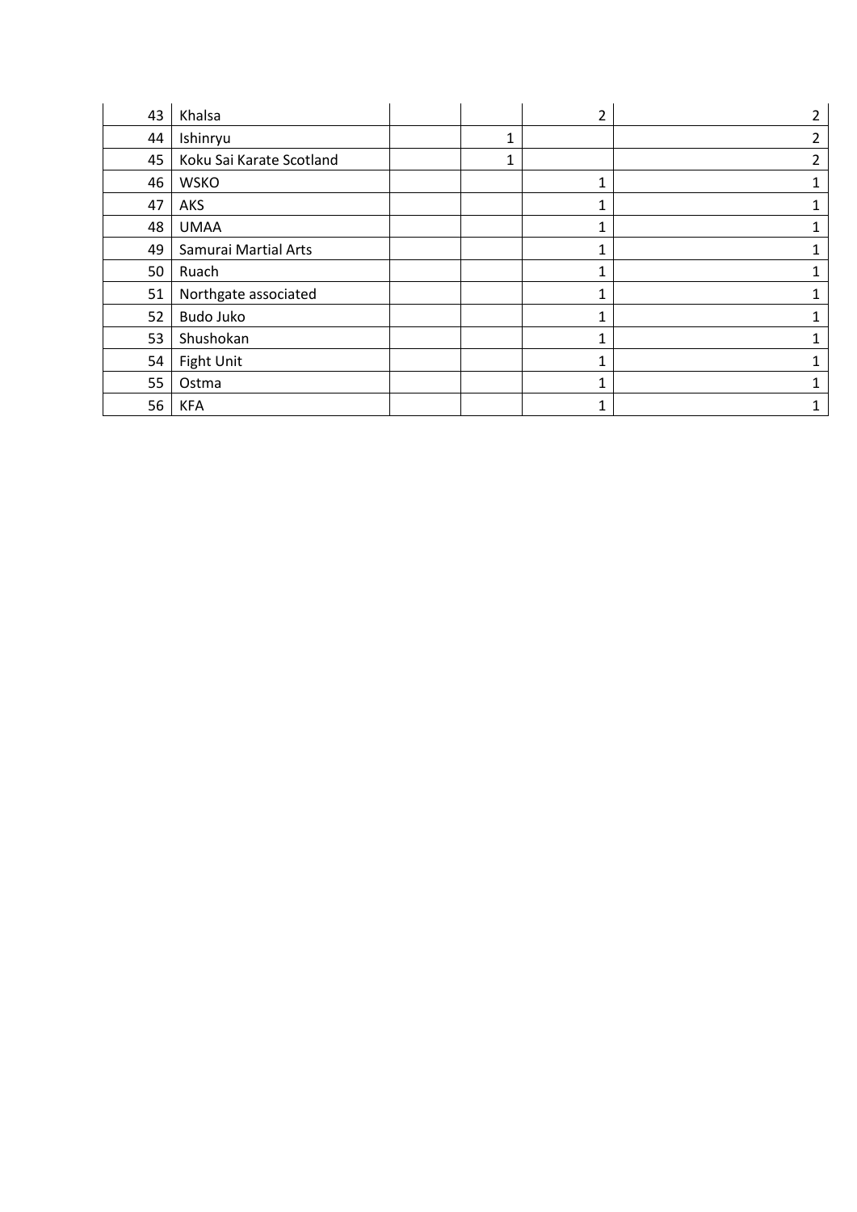| | | | | | |
|---|---|---|---|---|---|
| 43 | Khalsa | | | 2 | 2 |
| 44 | Ishinryu | | 1 | | 2 |
| 45 | Koku Sai Karate Scotland | | 1 | | 2 |
| 46 | WSKO | | | 1 | 1 |
| 47 | AKS | | | 1 | 1 |
| 48 | UMAA | | | 1 | 1 |
| 49 | Samurai Martial Arts | | | 1 | 1 |
| 50 | Ruach | | | 1 | 1 |
| 51 | Northgate associated | | | 1 | 1 |
| 52 | Budo Juko | | | 1 | 1 |
| 53 | Shushokan | | | 1 | 1 |
| 54 | Fight Unit | | | 1 | 1 |
| 55 | Ostma | | | 1 | 1 |
| 56 | KFA | | | 1 | 1 |